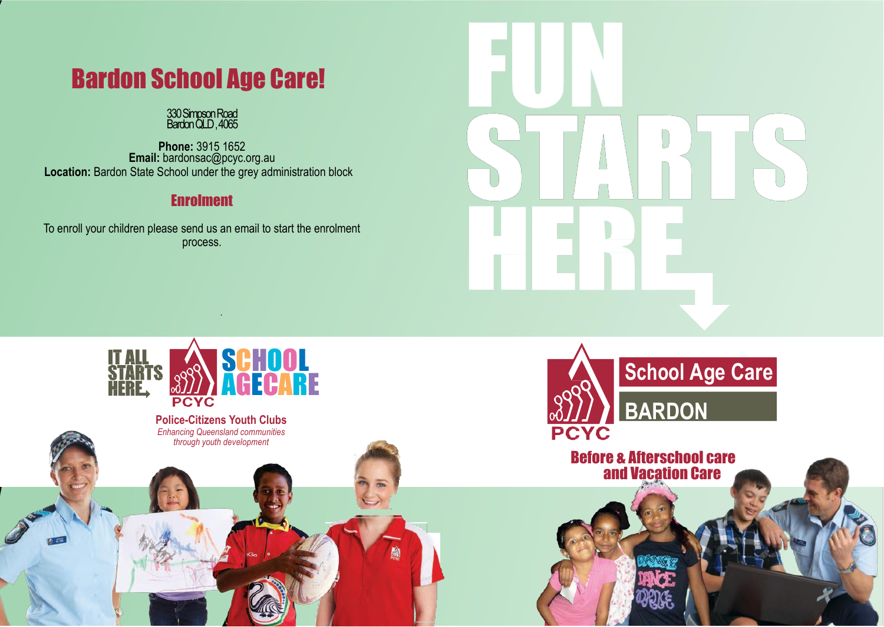# Bardon School Age Care!

330 Simpson Road
Bardon QLD, 4065

**Phone:** 3915 1652
**Email:** bardonsac@pcyc.org.au
**Location:** Bardon State School under the grey administration block

## Enrolment

To enroll your children please send us an email to start the enrolment process.

FUN STARTS HERE

IT ALL STARTS HERE

SCHOOL AGECARE

PCYC

**Police-Citizens Youth Clubs**
*Enhancing Queensland communities through youth development*

PCYC

School Age Care

BARDON

## Before & Afterschool care and Vacation Care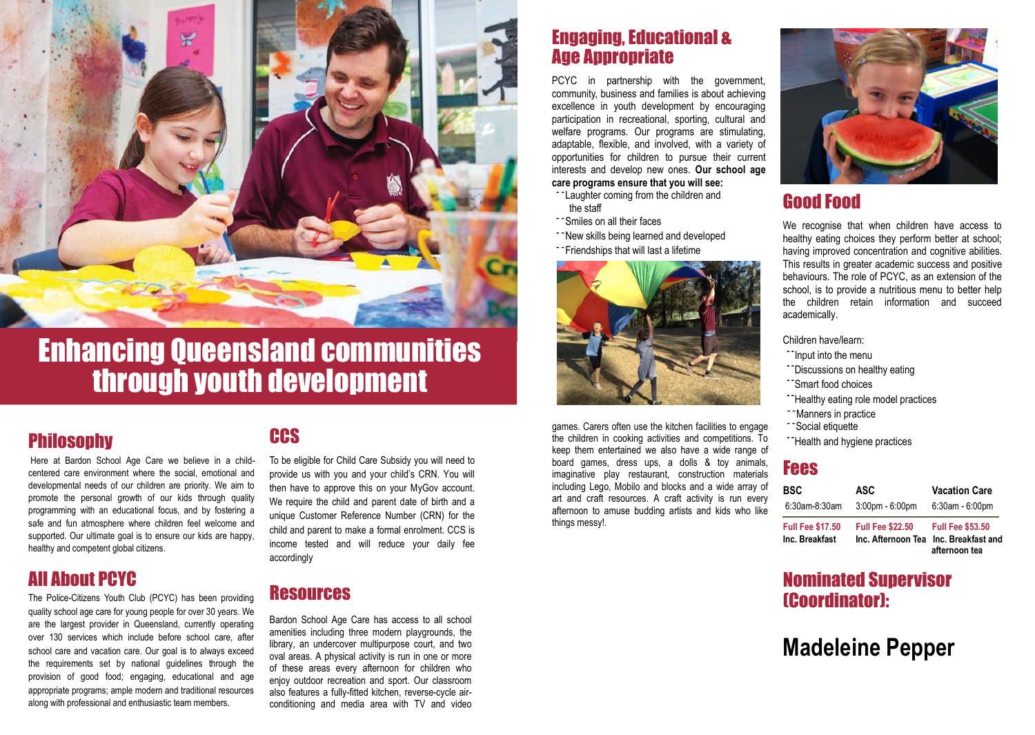# Enhancing Queensland communities through youth development

## Philosophy

Here at Bardon School Age Care we believe in a child-centered care environment where the social, emotional and developmental needs of our children are priority. We aim to promote the personal growth of our kids through quality programming with an educational focus, and by fostering a safe and fun atmosphere where children feel welcome and supported. Our ultimate goal is to ensure our kids are happy, healthy and competent global citizens.

## All About PCYC

The Police-Citizens Youth Club (PCYC) has been providing quality school age care for young people for over 30 years. We are the largest provider in Queensland, currently operating over 130 services which include before school care, after school care and vacation care. Our goal is to always exceed the requirements set by national guidelines through the provision of good food; engaging, educational and age appropriate programs; ample modern and traditional resources along with professional and enthusiastic team members.

## CCS

To be eligible for Child Care Subsidy you will need to provide us with you and your child's CRN. You will then have to approve this on your MyGov account. We require the child and parent date of birth and a unique Customer Reference Number (CRN) for the child and parent to make a formal enrolment. CCS is income tested and will reduce your daily fee accordingly

## Resources

Bardon School Age Care has access to all school amenities including three modern playgrounds, the library, an undercover multipurpose court, and two oval areas. A physical activity is run in one or more of these areas every afternoon for children who enjoy outdoor recreation and sport. Our classroom also features a fully-fitted kitchen, reverse-cycle air-conditioning and media area with TV and video games. Carers often use the kitchen facilities to engage the children in cooking activities and competitions. To keep them entertained we also have a wide range of board games, dress ups, a dolls & toy animals, imaginative play restaurant, construction materials including Lego, Mobilo and blocks and a wide array of art and craft resources. A craft activity is run every afternoon to amuse budding artists and kids who like things messy!.

## Engaging, Educational & Age Appropriate

PCYC in partnership with the government, community, business and families is about achieving excellence in youth development by encouraging participation in recreational, sporting, cultural and welfare programs. Our programs are stimulating, adaptable, flexible, and involved, with a variety of opportunities for children to pursue their current interests and develop new ones. **Our school age care programs ensure that you will see:**

- Laughter coming from the children and the staff
- Smiles on all their faces
- New skills being learned and developed
- Friendships that will last a lifetime

## Good Food

We recognise that when children have access to healthy eating choices they perform better at school; having improved concentration and cognitive abilities. This results in greater academic success and positive behaviours. The role of PCYC, as an extension of the school, is to provide a nutritious menu to better help the children retain information and succeed academically.

Children have/learn:

- Input into the menu
- Discussions on healthy eating
- Smart food choices
- Healthy eating role model practices
- Manners in practice
- Social etiquette
- Health and hygiene practices

## Fees

| BSC | ASC | Vacation Care |
|---|---|---|
| 6:30am-8:30am | 3:00pm - 6:00pm | 6:30am - 6:00pm |
| **Full Fee $17.50** | **Full Fee $22.50** | **Full Fee $53.50** |
| **Inc. Breakfast** | **Inc. Afternoon Tea** | **Inc. Breakfast and afternoon tea** |

## Nominated Supervisor (Coordinator):

# Madeleine Pepper